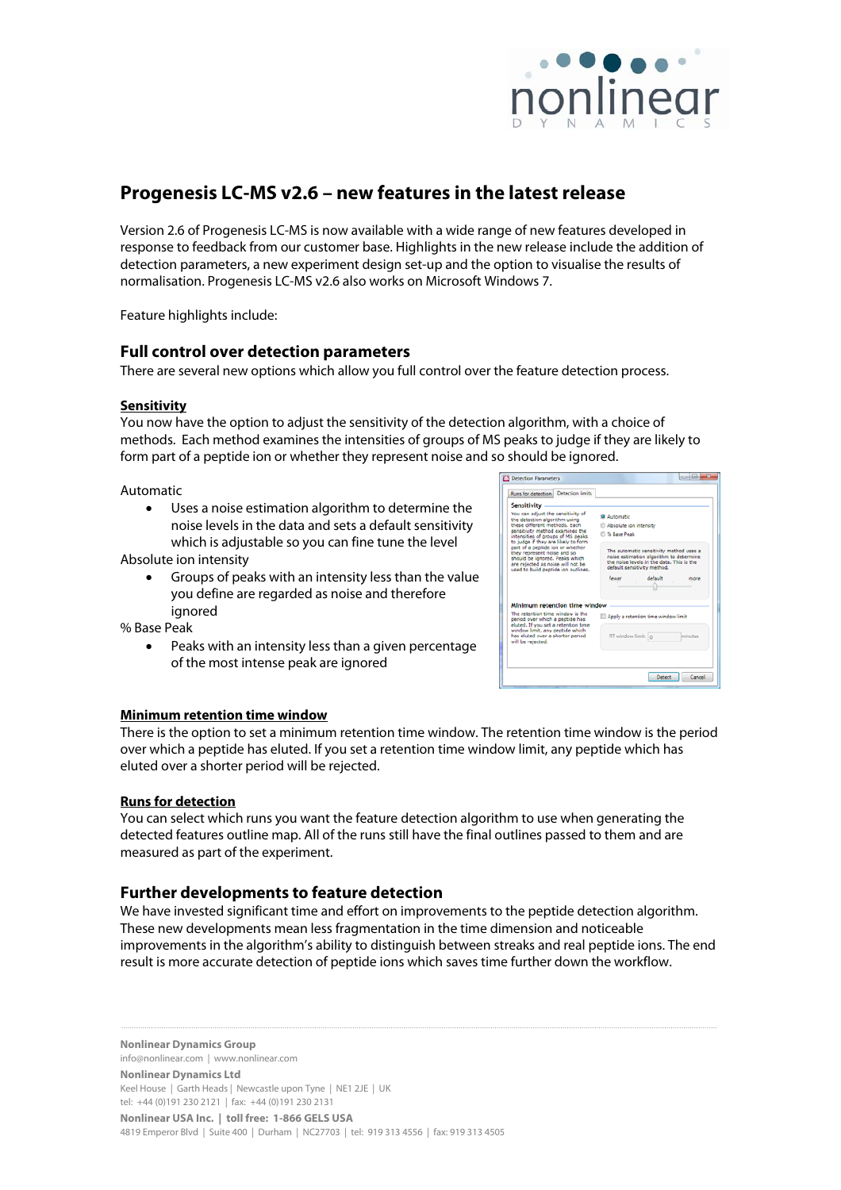# Progenesis LC-MS v2.6 – new features in the latest release

Version 2.6 of Progenesis LC-MS is now available with a wide range of new features developed in response to feedback from our customer base. Highlights in the new release include the addition of detection parameters, a new experiment design set-up and the option to visualise the results of normalisation. Progenesis LC-MS v2.6 also works on Microsoft Windows 7.

Feature highlights include:

## Full control over detection parameters

There are several new options which allow you full control over the feature detection process.

### Sensitivity

You now have the option to adjust the sensitivity of the detection algorithm, with a choice of methods. Each method examines the intensities of groups of MS peaks to judge if they are likely to form part of a peptide ion or whether they represent noise and so should be ignored.

Automatic

- Uses a noise estimation algorithm to determine the noise levels in the data and sets a default sensitivity which is adjustable so you can fine tune the level

Absolute ion intensity

- Groups of peaks with an intensity less than the value you define are regarded as noise and therefore ignored

% Base Peak

- Peaks with an intensity less than a given percentage of the most intense peak are ignored

### Minimum retention time window

There is the option to set a minimum retention time window. The retention time window is the period over which a peptide has eluted. If you set a retention time window limit, any peptide which has eluted over a shorter period will be rejected.

### Runs for detection

You can select which runs you want the feature detection algorithm to use when generating the detected features outline map. All of the runs still have the final outlines passed to them and are measured as part of the experiment.

## Further developments to feature detection

We have invested significant time and effort on improvements to the peptide detection algorithm. These new developments mean less fragmentation in the time dimension and noticeable improvements in the algorithm's ability to distinguish between streaks and real peptide ions. The end result is more accurate detection of peptide ions which saves time further down the workflow.

**Nonlinear Dynamics Group**
info@nonlinear.com | www.nonlinear.com

**Nonlinear Dynamics Ltd**
Keel House | Garth Heads | Newcastle upon Tyne | NE1 2JE | UK
tel: +44 (0)191 230 2121 | fax: +44 (0)191 230 2131

**Nonlinear USA Inc. | toll free: 1-866 GELS USA**
4819 Emperor Blvd | Suite 400 | Durham | NC27703 | tel: 919 313 4556 | fax: 919 313 4505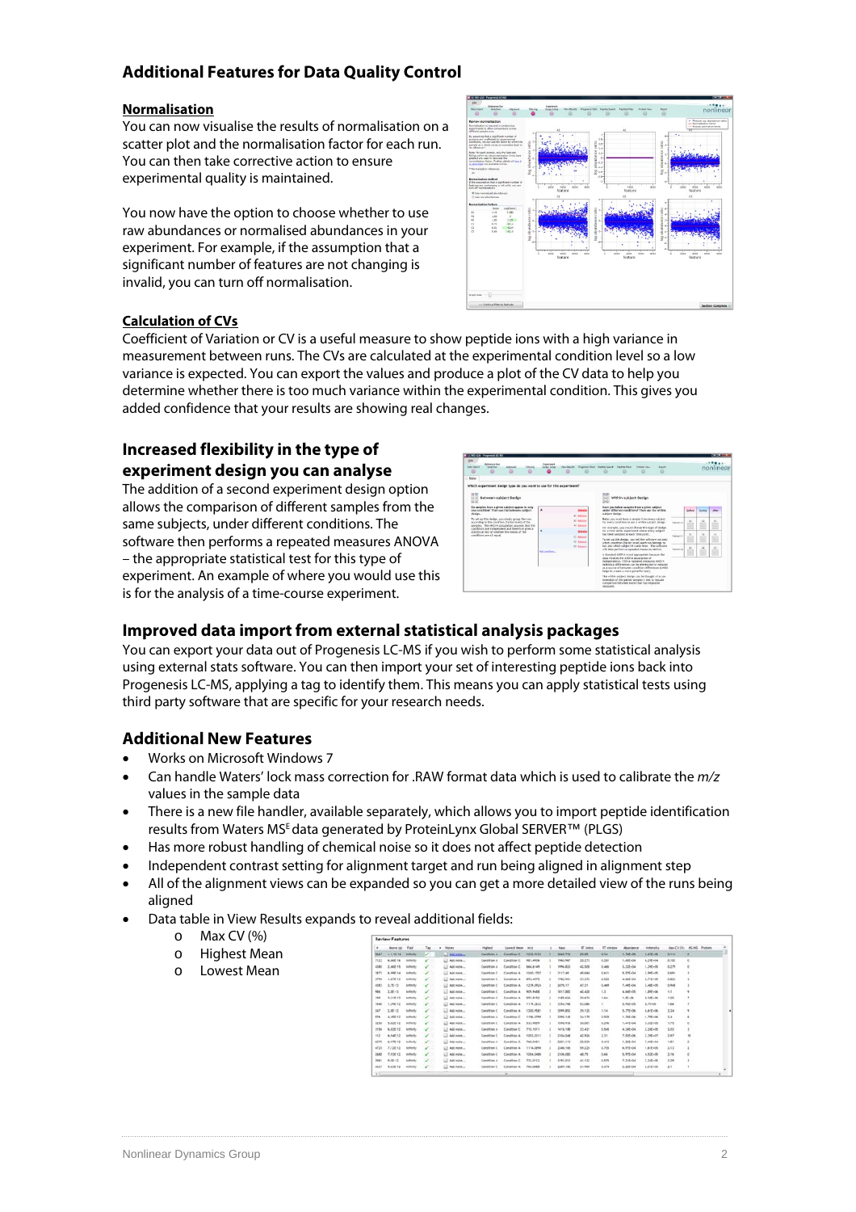## Additional Features for Data Quality Control

### Normalisation

You can now visualise the results of normalisation on a scatter plot and the normalisation factor for each run. You can then take corrective action to ensure experimental quality is maintained.

You now have the option to choose whether to use raw abundances or normalised abundances in your experiment. For example, if the assumption that a significant number of features are not changing is invalid, you can turn off normalisation.

### Calculation of CVs

Coefficient of Variation or CV is a useful measure to show peptide ions with a high variance in measurement between runs. The CVs are calculated at the experimental condition level so a low variance is expected. You can export the values and produce a plot of the CV data to help you determine whether there is too much variance within the experimental condition. This gives you added confidence that your results are showing real changes.

## Increased flexibility in the type of experiment design you can analyse

The addition of a second experiment design option allows the comparison of different samples from the same subjects, under different conditions. The software then performs a repeated measures ANOVA – the appropriate statistical test for this type of experiment. An example of where you would use this is for the analysis of a time-course experiment.

## Improved data import from external statistical analysis packages

You can export your data out of Progenesis LC-MS if you wish to perform some statistical analysis using external stats software. You can then import your set of interesting peptide ions back into Progenesis LC-MS, applying a tag to identify them. This means you can apply statistical tests using third party software that are specific for your research needs.

## Additional New Features

- Works on Microsoft Windows 7
- Can handle Waters' lock mass correction for .RAW format data which is used to calibrate the *m/z* values in the sample data
- There is a new file handler, available separately, which allows you to import peptide identification results from Waters MS$^E$ data generated by ProteinLynx Global SERVER™ (PLGS)
- Has more robust handling of chemical noise so it does not affect peptide detection
- Independent contrast setting for alignment target and run being aligned in alignment step
- All of the alignment views can be expanded so you can get a more detailed view of the runs being aligned
- Data table in View Results expands to reveal additional fields:
  - Max CV (%)
  - Highest Mean
  - Lowest Mean